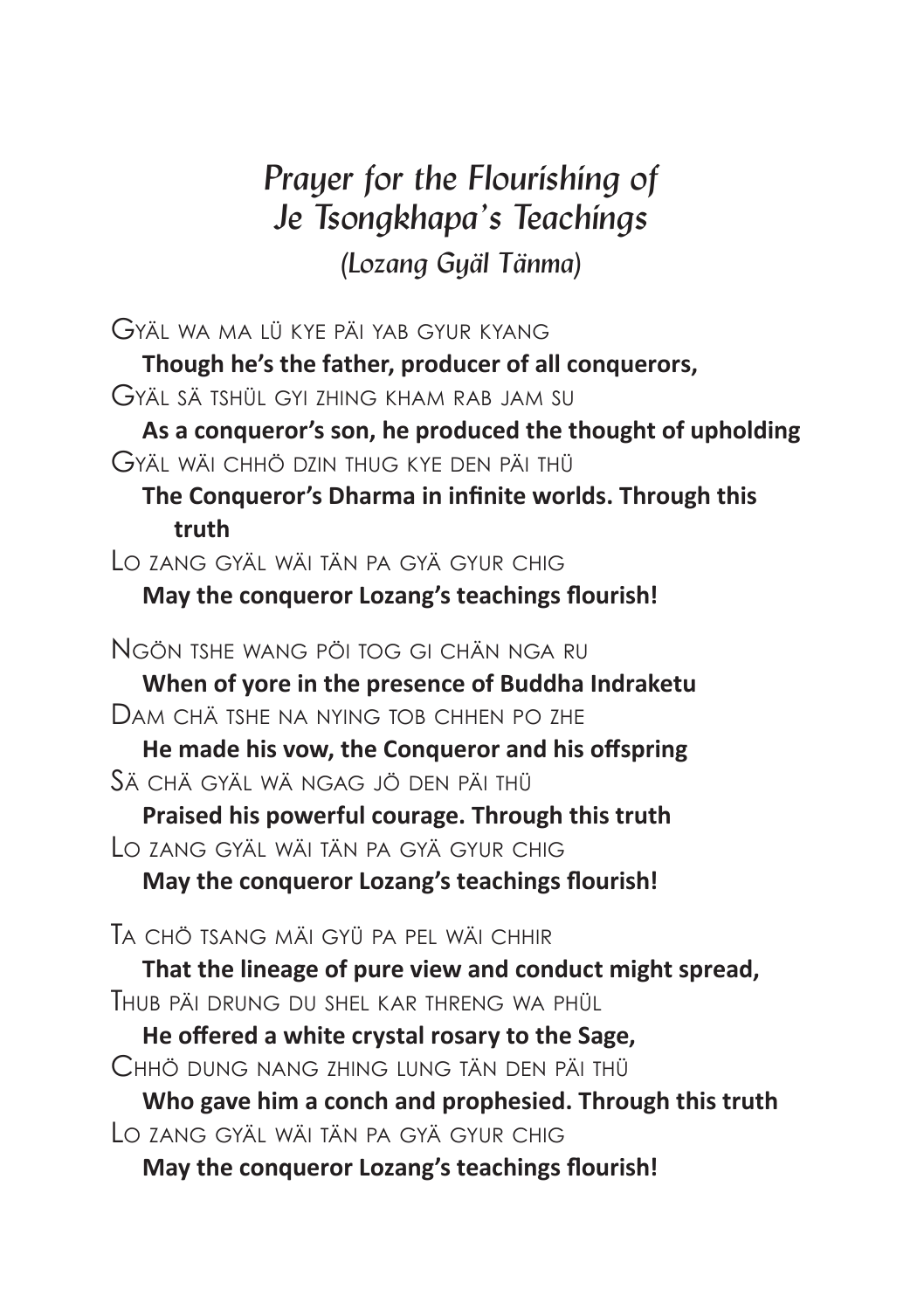# *Prayer for the Flourishing of Je Tsongkhapa's Teachings*

*(Lozang Gyäl Tänma)*

GYÄL WA MA LÜ KYE PÄI YAB GYUR KYANG
**Though he's the father, producer of all conquerors,**
GYÄL SÄ TSHÜL GYI ZHING KHAM RAB JAM SU
**As a conqueror's son, he produced the thought of upholding**
GYÄL WÄI CHHÖ DZIN THUG KYE DEN PÄI THÜ
**The Conqueror's Dharma in infinite worlds. Through this truth**
LO ZANG GYÄL WÄI TÄN PA GYÄ GYUR CHIG
**May the conqueror Lozang's teachings flourish!**

NGÖN TSHE WANG PÖI TOG GI CHÄN NGA RU
**When of yore in the presence of Buddha Indraketu**
DAM CHÄ TSHE NA NYING TOB CHHEN PO ZHE
**He made his vow, the Conqueror and his offspring**
SÄ CHÄ GYÄL WÄ NGAG JÖ DEN PÄI THÜ
**Praised his powerful courage. Through this truth**
LO ZANG GYÄL WÄI TÄN PA GYÄ GYUR CHIG
**May the conqueror Lozang's teachings flourish!**

TA CHÖ TSANG MÄI GYÜ PA PEL WÄI CHHIR
**That the lineage of pure view and conduct might spread,**
THUB PÄI DRUNG DU SHEL KAR THRENG WA PHÜL
**He offered a white crystal rosary to the Sage,**
CHHÖ DUNG NANG ZHING LUNG TÄN DEN PÄI THÜ
**Who gave him a conch and prophesied. Through this truth**
LO ZANG GYÄL WÄI TÄN PA GYÄ GYUR CHIG
**May the conqueror Lozang's teachings flourish!**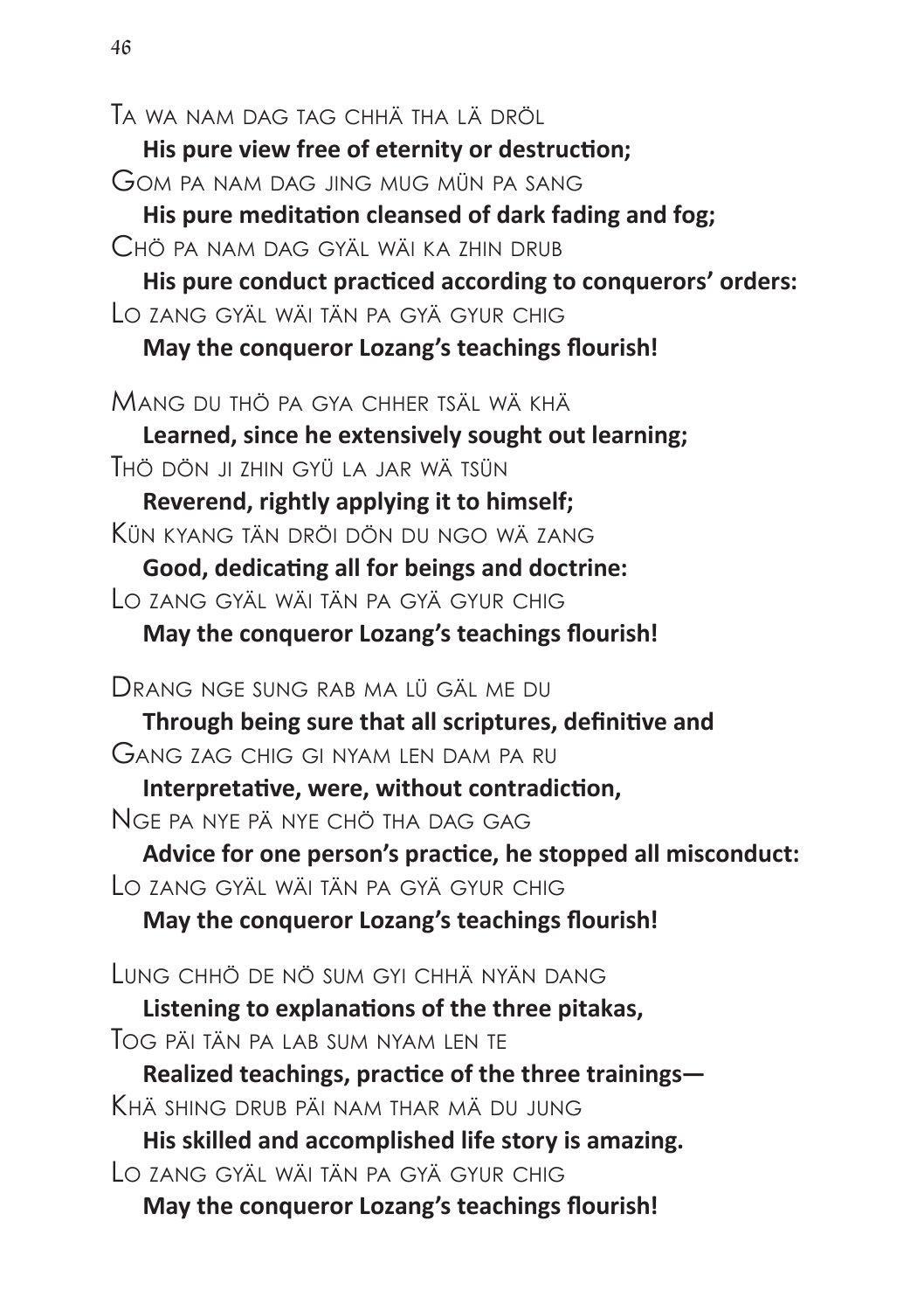Ta wa nam dag tag chhä tha lä dröl

**His pure view free of eternity or destruction;**

Gom pa nam dag jing mug mün pa sang

**His pure meditation cleansed of dark fading and fog;**

Chö pa nam dag gyäl wäi ka zhin drub

**His pure conduct practiced according to conquerors' orders:**

Lo zang gyäl wäi tän pa gyä gyur chig

**May the conqueror Lozang's teachings flourish!**

Mang du thö pa gya chher tsäl wä khä

**Learned, since he extensively sought out learning;**

Thö dön ji zhin gyü la jar wä tsün

**Reverend, rightly applying it to himself;**

Kün kyang tän dröi dön du ngo wä zang

**Good, dedicating all for beings and doctrine:**

Lo zang gyäl wäi tän pa gyä gyur chig

**May the conqueror Lozang's teachings flourish!**

Drang nge sung rab ma lü gäl me du

**Through being sure that all scriptures, definitive and**

Gang zag chig gi nyam len dam pa ru

**Interpretative, were, without contradiction,**

Nge pa nye pä nye chö tha dag gag

**Advice for one person's practice, he stopped all misconduct:**

Lo zang gyäl wäi tän pa gyä gyur chig

**May the conqueror Lozang's teachings flourish!**

Lung chhö de nö sum gyi chhä nyän dang

**Listening to explanations of the three pitakas,**

Tog päi tän pa lab sum nyam len te

**Realized teachings, practice of the three trainings—**

Khä shing drub päi nam thar mä du jung

**His skilled and accomplished life story is amazing.**

Lo zang gyäl wäi tän pa gyä gyur chig

**May the conqueror Lozang's teachings flourish!**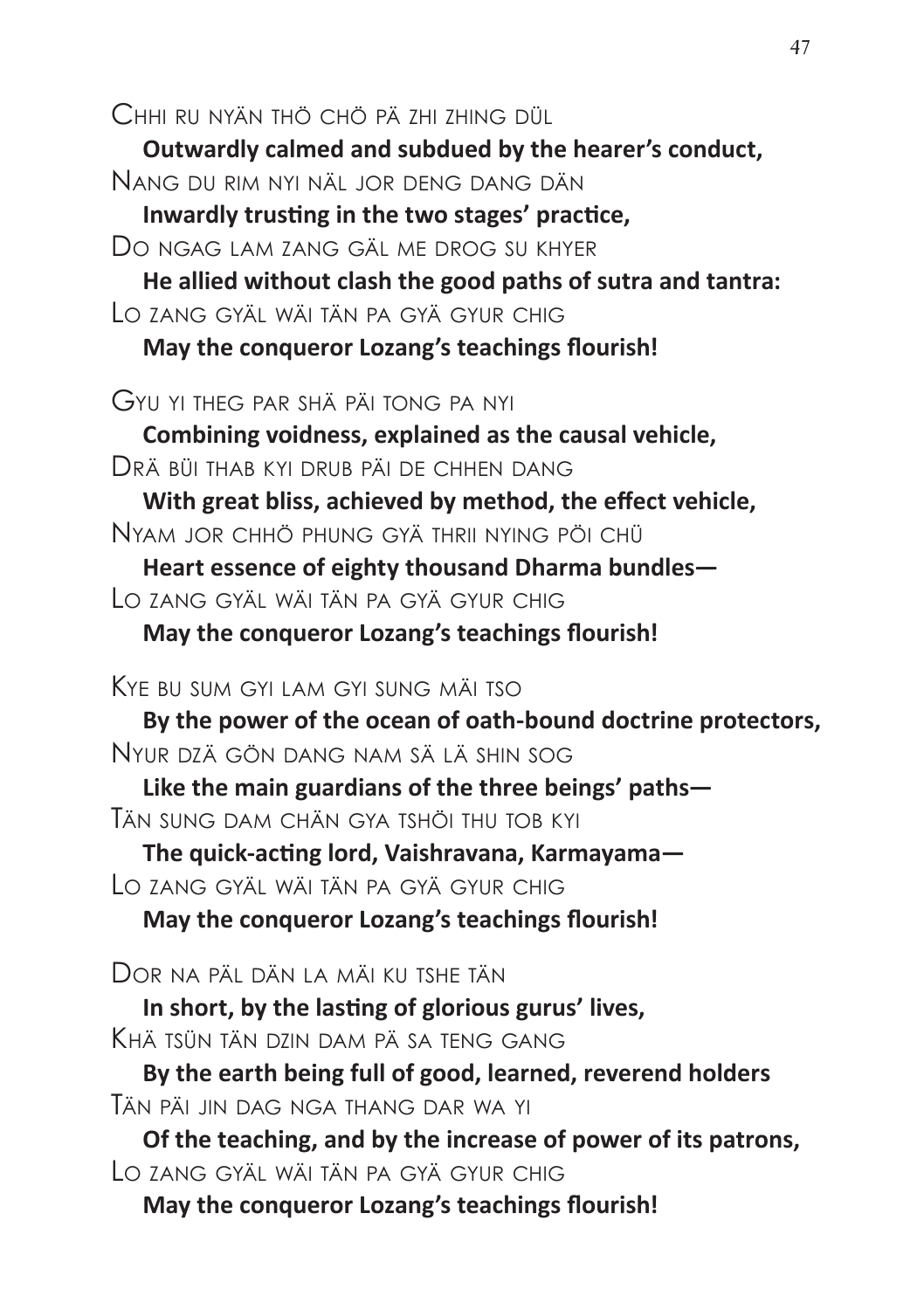Chhi ru nyän thö chö pä zhi zhing dül

**Outwardly calmed and subdued by the hearer's conduct,**

Nang du rim nyi näl jor deng dang dän

**Inwardly trusting in the two stages' practice,**

Do ngag lam zang gäl me drog su khyer

**He allied without clash the good paths of sutra and tantra:**

Lo zang gyäl wäi tän pa gyä gyur chig

**May the conqueror Lozang's teachings flourish!**

Gyu yi theg par shä päi tong pa nyi

**Combining voidness, explained as the causal vehicle,**

Drä büi thab kyi drub päi de chhen dang

**With great bliss, achieved by method, the effect vehicle,**

Nyam jor chhö phung gyä thrii nying pöi chü

**Heart essence of eighty thousand Dharma bundles—**

Lo zang gyäl wäi tän pa gyä gyur chig

**May the conqueror Lozang's teachings flourish!**

Kye bu sum gyi lam gyi sung mäi tso

**By the power of the ocean of oath-bound doctrine protectors,**

Nyur dzä gön dang nam sä lä shin sog

**Like the main guardians of the three beings' paths—**

Tän sung dam chän gya tshöi thu tob kyi

**The quick-acting lord, Vaishravana, Karmayama—**

Lo zang gyäl wäi tän pa gyä gyur chig

**May the conqueror Lozang's teachings flourish!**

Dor na päl dän la mäi ku tshe tän

**In short, by the lasting of glorious gurus' lives,**

Khä tsün tän dzin dam pä sa teng gang

**By the earth being full of good, learned, reverend holders**

Tän päi jin dag nga thang dar wa yi

**Of the teaching, and by the increase of power of its patrons,**

Lo zang gyäl wäi tän pa gyä gyur chig

**May the conqueror Lozang's teachings flourish!**